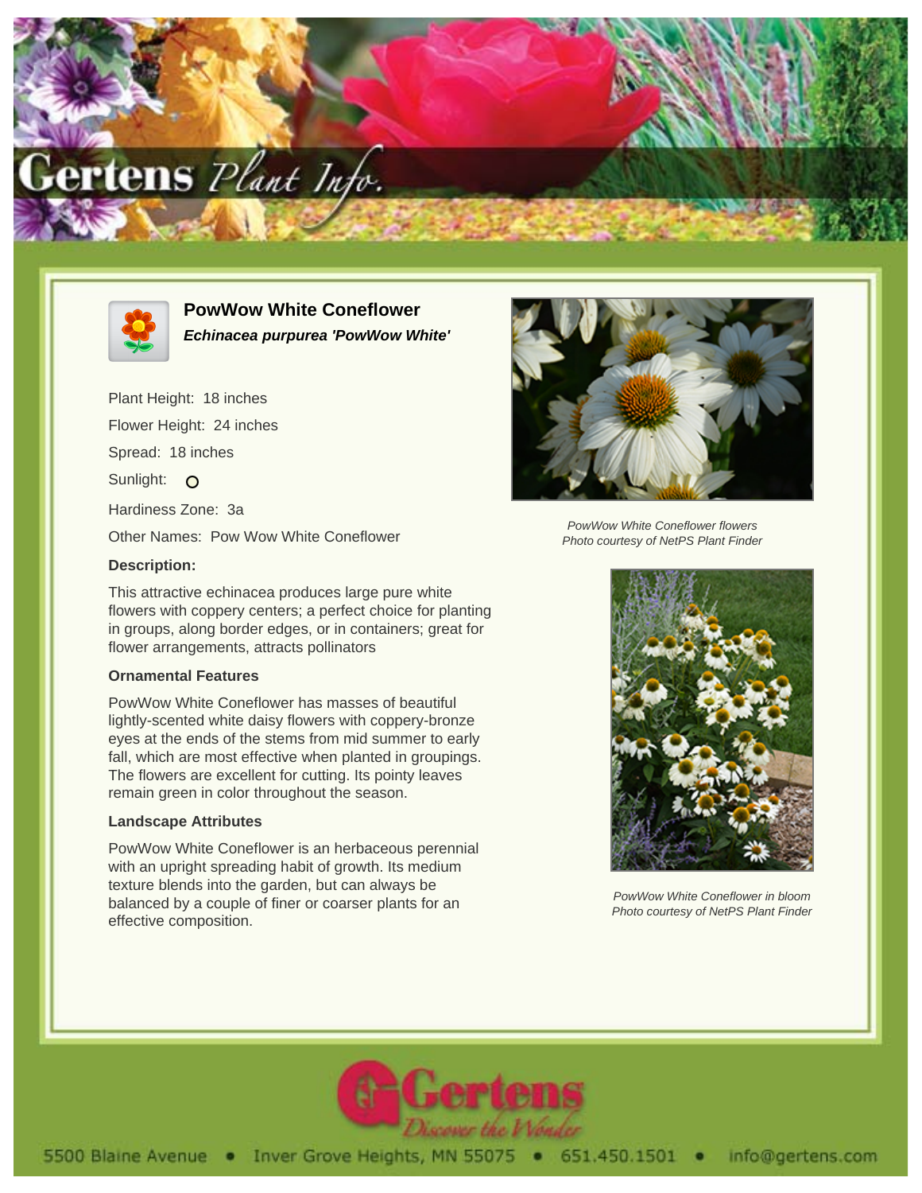# PowWow White Coneflower

***Echinacea purpurea 'PowWow White'***

Plant Height: 18 inches

Flower Height: 24 inches

Spread: 18 inches

Sunlight: ○

Hardiness Zone: 3a

Other Names: Pow Wow White Coneflower

**Description:**

This attractive echinacea produces large pure white flowers with coppery centers; a perfect choice for planting in groups, along border edges, or in containers; great for flower arrangements, attracts pollinators

**Ornamental Features**

PowWow White Coneflower has masses of beautiful lightly-scented white daisy flowers with coppery-bronze eyes at the ends of the stems from mid summer to early fall, which are most effective when planted in groupings. The flowers are excellent for cutting. Its pointy leaves remain green in color throughout the season.

**Landscape Attributes**

PowWow White Coneflower is an herbaceous perennial with an upright spreading habit of growth. Its medium texture blends into the garden, but can always be balanced by a couple of finer or coarser plants for an effective composition.

*PowWow White Coneflower flowers*
*Photo courtesy of NetPS Plant Finder*

*PowWow White Coneflower in bloom*
*Photo courtesy of NetPS Plant Finder*

5500 Blaine Avenue • Inver Grove Heights, MN 55075 • 651.450.1501 • info@gertens.com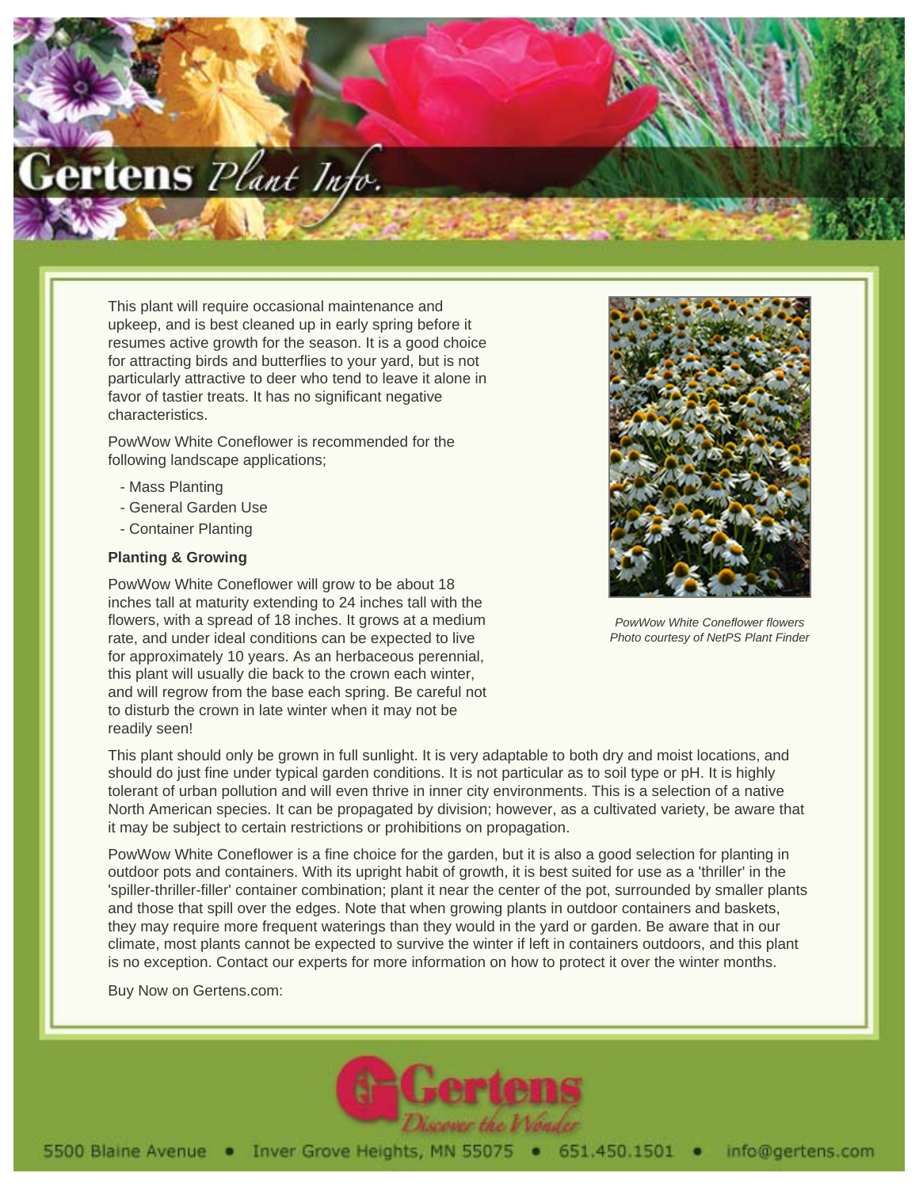This plant will require occasional maintenance and upkeep, and is best cleaned up in early spring before it resumes active growth for the season. It is a good choice for attracting birds and butterflies to your yard, but is not particularly attractive to deer who tend to leave it alone in favor of tastier treats. It has no significant negative characteristics.

PowWow White Coneflower is recommended for the following landscape applications;

- Mass Planting
- General Garden Use
- Container Planting

*PowWow White Coneflower flowers*
*Photo courtesy of NetPS Plant Finder*

**Planting & Growing**

PowWow White Coneflower will grow to be about 18 inches tall at maturity extending to 24 inches tall with the flowers, with a spread of 18 inches. It grows at a medium rate, and under ideal conditions can be expected to live for approximately 10 years. As an herbaceous perennial, this plant will usually die back to the crown each winter, and will regrow from the base each spring. Be careful not to disturb the crown in late winter when it may not be readily seen!

This plant should only be grown in full sunlight. It is very adaptable to both dry and moist locations, and should do just fine under typical garden conditions. It is not particular as to soil type or pH. It is highly tolerant of urban pollution and will even thrive in inner city environments. This is a selection of a native North American species. It can be propagated by division; however, as a cultivated variety, be aware that it may be subject to certain restrictions or prohibitions on propagation.

PowWow White Coneflower is a fine choice for the garden, but it is also a good selection for planting in outdoor pots and containers. With its upright habit of growth, it is best suited for use as a 'thriller' in the 'spiller-thriller-filler' container combination; plant it near the center of the pot, surrounded by smaller plants and those that spill over the edges. Note that when growing plants in outdoor containers and baskets, they may require more frequent waterings than they would in the yard or garden. Be aware that in our climate, most plants cannot be expected to survive the winter if left in containers outdoors, and this plant is no exception. Contact our experts for more information on how to protect it over the winter months.

Buy Now on Gertens.com:

5500 Blaine Avenue • Inver Grove Heights, MN 55075 • 651.450.1501 • info@gertens.com